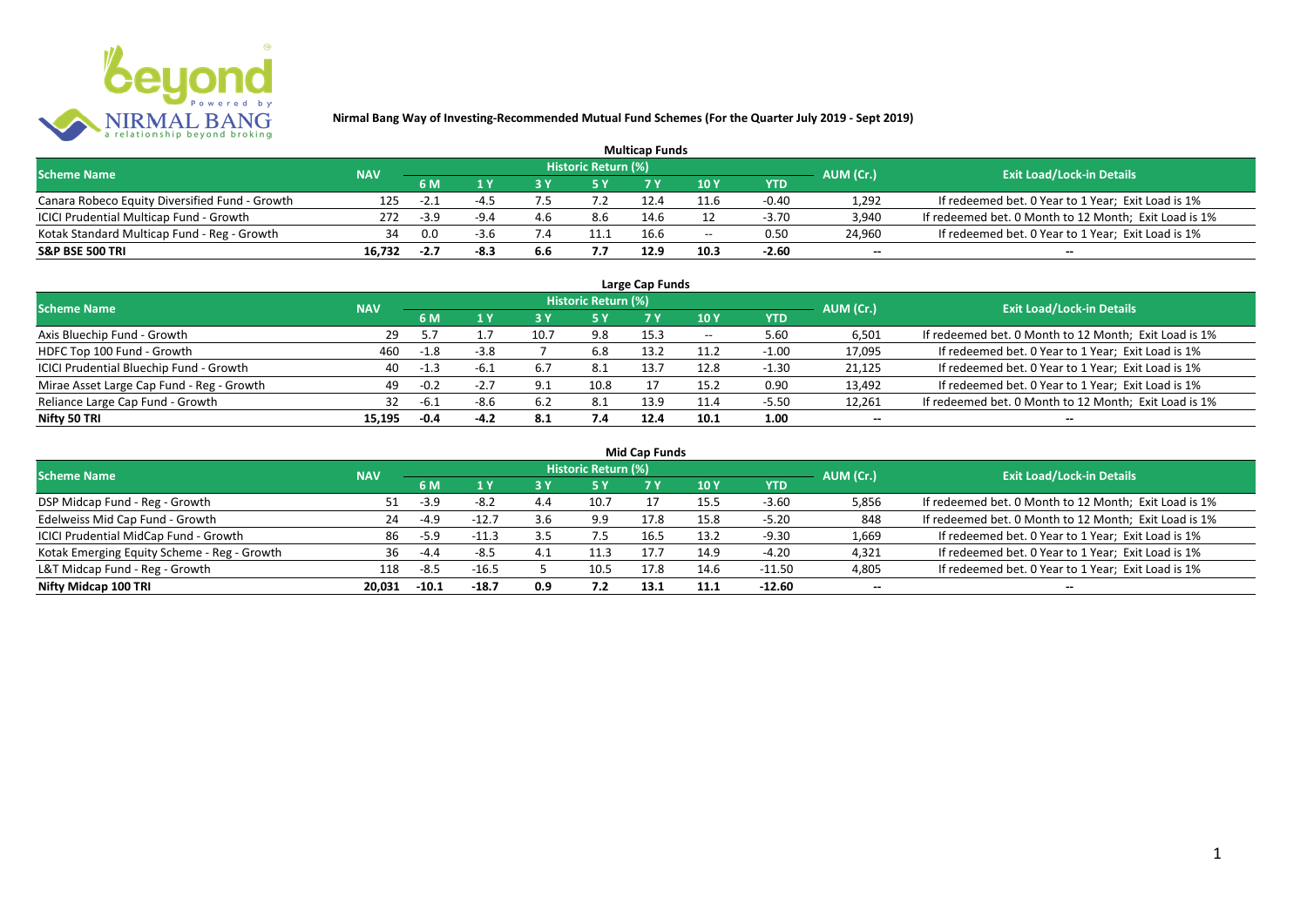# Nirmal Bang Way of Investing-Recommended Mutual Fund Schemes (For the Quarter July 2019 - Sept 2019)

## Multicap Funds

| Scheme Name | NAV | Historic Return (%) | | | | | | | AUM (Cr.) | Exit Load/Lock-in Details |
|---|---|---|---|---|---|---|---|---|---|---|
| | | 6 M | 1 Y | 3 Y | 5 Y | 7 Y | 10 Y | YTD | | |
| Canara Robeco Equity Diversified Fund - Growth | 125 | -2.1 | -4.5 | 7.5 | 7.2 | 12.4 | 11.6 | -0.40 | 1,292 | If redeemed bet. 0 Year to 1 Year; Exit Load is 1% |
| ICICI Prudential Multicap Fund - Growth | 272 | -3.9 | -9.4 | 4.6 | 8.6 | 14.6 | 12 | -3.70 | 3,940 | If redeemed bet. 0 Month to 12 Month; Exit Load is 1% |
| Kotak Standard Multicap Fund - Reg - Growth | 34 | 0.0 | -3.6 | 7.4 | 11.1 | 16.6 | -- | 0.50 | 24,960 | If redeemed bet. 0 Year to 1 Year; Exit Load is 1% |
| **S&P BSE 500 TRI** | **16,732** | **-2.7** | **-8.3** | **6.6** | **7.7** | **12.9** | **10.3** | **-2.60** | **--** | **--** |

## Large Cap Funds

| Scheme Name | NAV | Historic Return (%) | | | | | | | AUM (Cr.) | Exit Load/Lock-in Details |
|---|---|---|---|---|---|---|---|---|---|---|
| | | 6 M | 1 Y | 3 Y | 5 Y | 7 Y | 10 Y | YTD | | |
| Axis Bluechip Fund - Growth | 29 | 5.7 | 1.7 | 10.7 | 9.8 | 15.3 | -- | 5.60 | 6,501 | If redeemed bet. 0 Month to 12 Month; Exit Load is 1% |
| HDFC Top 100 Fund - Growth | 460 | -1.8 | -3.8 | 7 | 6.8 | 13.2 | 11.2 | -1.00 | 17,095 | If redeemed bet. 0 Year to 1 Year; Exit Load is 1% |
| ICICI Prudential Bluechip Fund - Growth | 40 | -1.3 | -6.1 | 6.7 | 8.1 | 13.7 | 12.8 | -1.30 | 21,125 | If redeemed bet. 0 Year to 1 Year; Exit Load is 1% |
| Mirae Asset Large Cap Fund - Reg - Growth | 49 | -0.2 | -2.7 | 9.1 | 10.8 | 17 | 15.2 | 0.90 | 13,492 | If redeemed bet. 0 Year to 1 Year; Exit Load is 1% |
| Reliance Large Cap Fund - Growth | 32 | -6.1 | -8.6 | 6.2 | 8.1 | 13.9 | 11.4 | -5.50 | 12,261 | If redeemed bet. 0 Month to 12 Month; Exit Load is 1% |
| **Nifty 50 TRI** | **15,195** | **-0.4** | **-4.2** | **8.1** | **7.4** | **12.4** | **10.1** | **1.00** | **--** | **--** |

## Mid Cap Funds

| Scheme Name | NAV | Historic Return (%) | | | | | | | AUM (Cr.) | Exit Load/Lock-in Details |
|---|---|---|---|---|---|---|---|---|---|---|
| | | 6 M | 1 Y | 3 Y | 5 Y | 7 Y | 10 Y | YTD | | |
| DSP Midcap Fund - Reg - Growth | 51 | -3.9 | -8.2 | 4.4 | 10.7 | 17 | 15.5 | -3.60 | 5,856 | If redeemed bet. 0 Month to 12 Month; Exit Load is 1% |
| Edelweiss Mid Cap Fund - Growth | 24 | -4.9 | -12.7 | 3.6 | 9.9 | 17.8 | 15.8 | -5.20 | 848 | If redeemed bet. 0 Month to 12 Month; Exit Load is 1% |
| ICICI Prudential MidCap Fund - Growth | 86 | -5.9 | -11.3 | 3.5 | 7.5 | 16.5 | 13.2 | -9.30 | 1,669 | If redeemed bet. 0 Year to 1 Year; Exit Load is 1% |
| Kotak Emerging Equity Scheme - Reg - Growth | 36 | -4.4 | -8.5 | 4.1 | 11.3 | 17.7 | 14.9 | -4.20 | 4,321 | If redeemed bet. 0 Year to 1 Year; Exit Load is 1% |
| L&T Midcap Fund - Reg - Growth | 118 | -8.5 | -16.5 | 5 | 10.5 | 17.8 | 14.6 | -11.50 | 4,805 | If redeemed bet. 0 Year to 1 Year; Exit Load is 1% |
| **Nifty Midcap 100 TRI** | **20,031** | **-10.1** | **-18.7** | **0.9** | **7.2** | **13.1** | **11.1** | **-12.60** | **--** | **--** |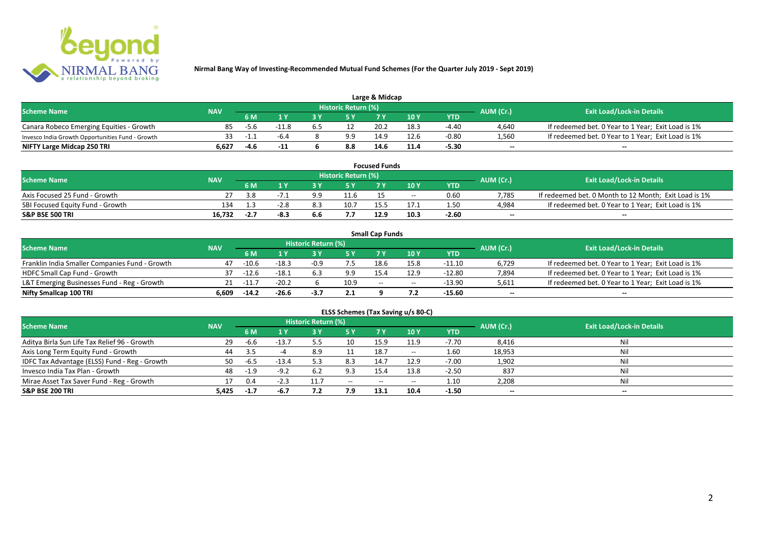**Nirmal Bang Way of Investing-Recommended Mutual Fund Schemes (For the Quarter July 2019 - Sept 2019)**

## Large & Midcap

| Scheme Name | NAV | Historic Return (%) | | | | | | | AUM (Cr.) | Exit Load/Lock-in Details |
|---|---|---|---|---|---|---|---|---|---|---|
| | | 6 M | 1 Y | 3 Y | 5 Y | 7 Y | 10 Y | YTD | | |
| Canara Robeco Emerging Equities - Growth | 85 | -5.6 | -11.8 | 6.5 | 12 | 20.2 | 18.3 | -4.40 | 4,640 | If redeemed bet. 0 Year to 1 Year; Exit Load is 1% |
| Invesco India Growth Opportunities Fund - Growth | 33 | -1.1 | -6.4 | 8 | 9.9 | 14.9 | 12.6 | -0.80 | 1,560 | If redeemed bet. 0 Year to 1 Year; Exit Load is 1% |
| **NIFTY Large Midcap 250 TRI** | **6,627** | **-4.6** | **-11** | **6** | **8.8** | **14.6** | **11.4** | **-5.30** | **--** | **--** |

## Focused Funds

| Scheme Name | NAV | Historic Return (%) | | | | | | | AUM (Cr.) | Exit Load/Lock-in Details |
|---|---|---|---|---|---|---|---|---|---|---|
| | | 6 M | 1 Y | 3 Y | 5 Y | 7 Y | 10 Y | YTD | | |
| Axis Focused 25 Fund - Growth | 27 | 3.8 | -7.1 | 9.9 | 11.6 | 15 | -- | 0.60 | 7,785 | If redeemed bet. 0 Month to 12 Month; Exit Load is 1% |
| SBI Focused Equity Fund - Growth | 134 | 1.3 | -2.8 | 8.3 | 10.7 | 15.5 | 17.1 | 1.50 | 4,984 | If redeemed bet. 0 Year to 1 Year; Exit Load is 1% |
| **S&P BSE 500 TRI** | **16,732** | **-2.7** | **-8.3** | **6.6** | **7.7** | **12.9** | **10.3** | **-2.60** | **--** | **--** |

## Small Cap Funds

| Scheme Name | NAV | Historic Return (%) | | | | | | | AUM (Cr.) | Exit Load/Lock-in Details |
|---|---|---|---|---|---|---|---|---|---|---|
| | | 6 M | 1 Y | 3 Y | 5 Y | 7 Y | 10 Y | YTD | | |
| Franklin India Smaller Companies Fund - Growth | 47 | -10.6 | -18.3 | -0.9 | 7.5 | 18.6 | 15.8 | -11.10 | 6,729 | If redeemed bet. 0 Year to 1 Year; Exit Load is 1% |
| HDFC Small Cap Fund - Growth | 37 | -12.6 | -18.1 | 6.3 | 9.9 | 15.4 | 12.9 | -12.80 | 7,894 | If redeemed bet. 0 Year to 1 Year; Exit Load is 1% |
| L&T Emerging Businesses Fund - Reg - Growth | 21 | -11.7 | -20.2 | 6 | 10.9 | -- | -- | -13.90 | 5,611 | If redeemed bet. 0 Year to 1 Year; Exit Load is 1% |
| **Nifty Smallcap 100 TRI** | **6,609** | **-14.2** | **-26.6** | **-3.7** | **2.1** | **9** | **7.2** | **-15.60** | **--** | **--** |

## ELSS Schemes (Tax Saving u/s 80-C)

| Scheme Name | NAV | Historic Return (%) | | | | | | | AUM (Cr.) | Exit Load/Lock-in Details |
|---|---|---|---|---|---|---|---|---|---|---|
| | | 6 M | 1 Y | 3 Y | 5 Y | 7 Y | 10 Y | YTD | | |
| Aditya Birla Sun Life Tax Relief 96 - Growth | 29 | -6.6 | -13.7 | 5.5 | 10 | 15.9 | 11.9 | -7.70 | 8,416 | Nil |
| Axis Long Term Equity Fund - Growth | 44 | 3.5 | -4 | 8.9 | 11 | 18.7 | -- | 1.60 | 18,953 | Nil |
| IDFC Tax Advantage (ELSS) Fund - Reg - Growth | 50 | -6.5 | -13.4 | 5.3 | 8.3 | 14.7 | 12.9 | -7.00 | 1,902 | Nil |
| Invesco India Tax Plan - Growth | 48 | -1.9 | -9.2 | 6.2 | 9.3 | 15.4 | 13.8 | -2.50 | 837 | Nil |
| Mirae Asset Tax Saver Fund - Reg - Growth | 17 | 0.4 | -2.3 | 11.7 | -- | -- | -- | 1.10 | 2,208 | Nil |
| **S&P BSE 200 TRI** | **5,425** | **-1.7** | **-6.7** | **7.2** | **7.9** | **13.1** | **10.4** | **-1.50** | **--** | **--** |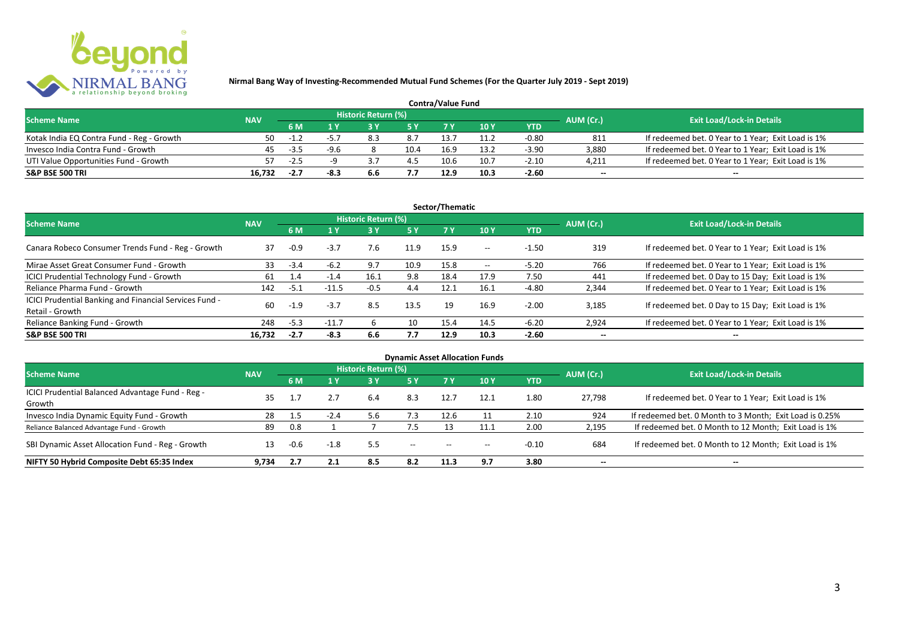**Nirmal Bang Way of Investing-Recommended Mutual Fund Schemes (For the Quarter July 2019 - Sept 2019)**

## Contra/Value Fund

| Scheme Name | NAV | Historic Return (%) | | | | | | | AUM (Cr.) | Exit Load/Lock-in Details |
|---|---|---|---|---|---|---|---|---|---|---|
| | | 6 M | 1 Y | 3 Y | 5 Y | 7 Y | 10 Y | YTD | | |
| Kotak India EQ Contra Fund - Reg - Growth | 50 | -1.2 | -5.7 | 8.3 | 8.7 | 13.7 | 11.2 | -0.80 | 811 | If redeemed bet. 0 Year to 1 Year; Exit Load is 1% |
| Invesco India Contra Fund - Growth | 45 | -3.5 | -9.6 | 8 | 10.4 | 16.9 | 13.2 | -3.90 | 3,880 | If redeemed bet. 0 Year to 1 Year; Exit Load is 1% |
| UTI Value Opportunities Fund - Growth | 57 | -2.5 | -9 | 3.7 | 4.5 | 10.6 | 10.7 | -2.10 | 4,211 | If redeemed bet. 0 Year to 1 Year; Exit Load is 1% |
| **S&P BSE 500 TRI** | **16,732** | **-2.7** | **-8.3** | **6.6** | **7.7** | **12.9** | **10.3** | **-2.60** | -- | -- |

## Sector/Thematic

| Scheme Name | NAV | Historic Return (%) | | | | | | | AUM (Cr.) | Exit Load/Lock-in Details |
|---|---|---|---|---|---|---|---|---|---|---|
| | | 6 M | 1 Y | 3 Y | 5 Y | 7 Y | 10 Y | YTD | | |
| Canara Robeco Consumer Trends Fund - Reg - Growth | 37 | -0.9 | -3.7 | 7.6 | 11.9 | 15.9 | -- | -1.50 | 319 | If redeemed bet. 0 Year to 1 Year; Exit Load is 1% |
| Mirae Asset Great Consumer Fund - Growth | 33 | -3.4 | -6.2 | 9.7 | 10.9 | 15.8 | -- | -5.20 | 766 | If redeemed bet. 0 Year to 1 Year; Exit Load is 1% |
| ICICI Prudential Technology Fund - Growth | 61 | 1.4 | -1.4 | 16.1 | 9.8 | 18.4 | 17.9 | 7.50 | 441 | If redeemed bet. 0 Day to 15 Day; Exit Load is 1% |
| Reliance Pharma Fund - Growth | 142 | -5.1 | -11.5 | -0.5 | 4.4 | 12.1 | 16.1 | -4.80 | 2,344 | If redeemed bet. 0 Year to 1 Year; Exit Load is 1% |
| ICICI Prudential Banking and Financial Services Fund - Retail - Growth | 60 | -1.9 | -3.7 | 8.5 | 13.5 | 19 | 16.9 | -2.00 | 3,185 | If redeemed bet. 0 Day to 15 Day; Exit Load is 1% |
| Reliance Banking Fund - Growth | 248 | -5.3 | -11.7 | 6 | 10 | 15.4 | 14.5 | -6.20 | 2,924 | If redeemed bet. 0 Year to 1 Year; Exit Load is 1% |
| **S&P BSE 500 TRI** | **16,732** | **-2.7** | **-8.3** | **6.6** | **7.7** | **12.9** | **10.3** | **-2.60** | -- | -- |

## Dynamic Asset Allocation Funds

| Scheme Name | NAV | Historic Return (%) | | | | | | | AUM (Cr.) | Exit Load/Lock-in Details |
|---|---|---|---|---|---|---|---|---|---|---|
| | | 6 M | 1 Y | 3 Y | 5 Y | 7 Y | 10 Y | YTD | | |
| ICICI Prudential Balanced Advantage Fund - Reg - Growth | 35 | 1.7 | 2.7 | 6.4 | 8.3 | 12.7 | 12.1 | 1.80 | 27,798 | If redeemed bet. 0 Year to 1 Year; Exit Load is 1% |
| Invesco India Dynamic Equity Fund - Growth | 28 | 1.5 | -2.4 | 5.6 | 7.3 | 12.6 | 11 | 2.10 | 924 | If redeemed bet. 0 Month to 3 Month; Exit Load is 0.25% |
| Reliance Balanced Advantage Fund - Growth | 89 | 0.8 | 1 | 7 | 7.5 | 13 | 11.1 | 2.00 | 2,195 | If redeemed bet. 0 Month to 12 Month; Exit Load is 1% |
| SBI Dynamic Asset Allocation Fund - Reg - Growth | 13 | -0.6 | -1.8 | 5.5 | -- | -- | -- | -0.10 | 684 | If redeemed bet. 0 Month to 12 Month; Exit Load is 1% |
| **NIFTY 50 Hybrid Composite Debt 65:35 Index** | **9,734** | **2.7** | **2.1** | **8.5** | **8.2** | **11.3** | **9.7** | **3.80** | -- | -- |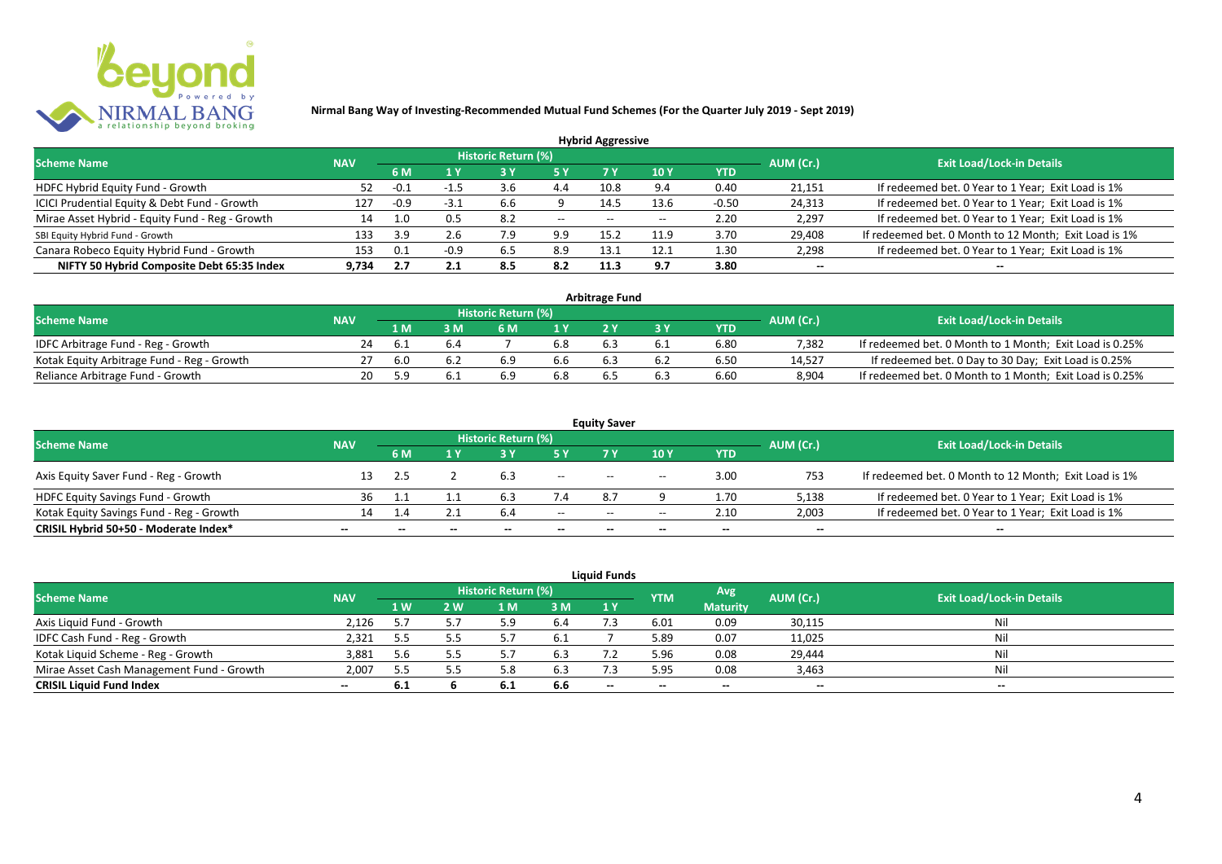## Nirmal Bang Way of Investing-Recommended Mutual Fund Schemes (For the Quarter July 2019 - Sept 2019)

### Hybrid Aggressive

| Scheme Name | NAV | Historic Return (%) | | | | | | | AUM (Cr.) | Exit Load/Lock-in Details |
|---|---|---|---|---|---|---|---|---|---|---|
| | | 6 M | 1 Y | 3 Y | 5 Y | 7 Y | 10 Y | YTD | | |
| HDFC Hybrid Equity Fund - Growth | 52 | -0.1 | -1.5 | 3.6 | 4.4 | 10.8 | 9.4 | 0.40 | 21,151 | If redeemed bet. 0 Year to 1 Year; Exit Load is 1% |
| ICICI Prudential Equity & Debt Fund - Growth | 127 | -0.9 | -3.1 | 6.6 | 9 | 14.5 | 13.6 | -0.50 | 24,313 | If redeemed bet. 0 Year to 1 Year; Exit Load is 1% |
| Mirae Asset Hybrid - Equity Fund - Reg - Growth | 14 | 1.0 | 0.5 | 8.2 | -- | -- | -- | 2.20 | 2,297 | If redeemed bet. 0 Year to 1 Year; Exit Load is 1% |
| SBI Equity Hybrid Fund - Growth | 133 | 3.9 | 2.6 | 7.9 | 9.9 | 15.2 | 11.9 | 3.70 | 29,408 | If redeemed bet. 0 Month to 12 Month; Exit Load is 1% |
| Canara Robeco Equity Hybrid Fund - Growth | 153 | 0.1 | -0.9 | 6.5 | 8.9 | 13.1 | 12.1 | 1.30 | 2,298 | If redeemed bet. 0 Year to 1 Year; Exit Load is 1% |
| **NIFTY 50 Hybrid Composite Debt 65:35 Index** | **9,734** | **2.7** | **2.1** | **8.5** | **8.2** | **11.3** | **9.7** | **3.80** | **--** | **--** |

### Arbitrage Fund

| Scheme Name | NAV | Historic Return (%) | | | | | | | AUM (Cr.) | Exit Load/Lock-in Details |
|---|---|---|---|---|---|---|---|---|---|---|
| | | 1 M | 3 M | 6 M | 1 Y | 2 Y | 3 Y | YTD | | |
| IDFC Arbitrage Fund - Reg - Growth | 24 | 6.1 | 6.4 | 7 | 6.8 | 6.3 | 6.1 | 6.80 | 7,382 | If redeemed bet. 0 Month to 1 Month; Exit Load is 0.25% |
| Kotak Equity Arbitrage Fund - Reg - Growth | 27 | 6.0 | 6.2 | 6.9 | 6.6 | 6.3 | 6.2 | 6.50 | 14,527 | If redeemed bet. 0 Day to 30 Day; Exit Load is 0.25% |
| Reliance Arbitrage Fund - Growth | 20 | 5.9 | 6.1 | 6.9 | 6.8 | 6.5 | 6.3 | 6.60 | 8,904 | If redeemed bet. 0 Month to 1 Month; Exit Load is 0.25% |

### Equity Saver

| Scheme Name | NAV | Historic Return (%) | | | | | | | AUM (Cr.) | Exit Load/Lock-in Details |
|---|---|---|---|---|---|---|---|---|---|---|
| | | 6 M | 1 Y | 3 Y | 5 Y | 7 Y | 10 Y | YTD | | |
| Axis Equity Saver Fund - Reg - Growth | 13 | 2.5 | 2 | 6.3 | -- | -- | -- | 3.00 | 753 | If redeemed bet. 0 Month to 12 Month; Exit Load is 1% |
| HDFC Equity Savings Fund - Growth | 36 | 1.1 | 1.1 | 6.3 | 7.4 | 8.7 | 9 | 1.70 | 5,138 | If redeemed bet. 0 Year to 1 Year; Exit Load is 1% |
| Kotak Equity Savings Fund - Reg - Growth | 14 | 1.4 | 2.1 | 6.4 | -- | -- | -- | 2.10 | 2,003 | If redeemed bet. 0 Year to 1 Year; Exit Load is 1% |
| **CRISIL Hybrid 50+50 - Moderate Index*** | **--** | **--** | **--** | **--** | **--** | **--** | **--** | **--** | **--** | **--** |

### Liquid Funds

| Scheme Name | NAV | Historic Return (%) | | | | | YTM | Avg Maturity | AUM (Cr.) | Exit Load/Lock-in Details |
|---|---|---|---|---|---|---|---|---|---|---|
| | | 1 W | 2 W | 1 M | 3 M | 1 Y | | | | |
| Axis Liquid Fund - Growth | 2,126 | 5.7 | 5.7 | 5.9 | 6.4 | 7.3 | 6.01 | 0.09 | 30,115 | Nil |
| IDFC Cash Fund - Reg - Growth | 2,321 | 5.5 | 5.5 | 5.7 | 6.1 | 7 | 5.89 | 0.07 | 11,025 | Nil |
| Kotak Liquid Scheme - Reg - Growth | 3,881 | 5.6 | 5.5 | 5.7 | 6.3 | 7.2 | 5.96 | 0.08 | 29,444 | Nil |
| Mirae Asset Cash Management Fund - Growth | 2,007 | 5.5 | 5.5 | 5.8 | 6.3 | 7.3 | 5.95 | 0.08 | 3,463 | Nil |
| **CRISIL Liquid Fund Index** | **--** | **6.1** | **6** | **6.1** | **6.6** | **--** | **--** | **--** | **--** | **--** |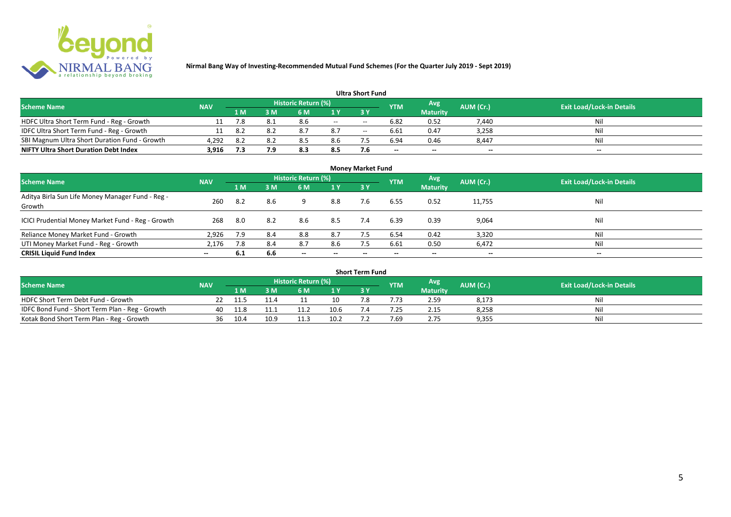**Nirmal Bang Way of Investing-Recommended Mutual Fund Schemes (For the Quarter July 2019 - Sept 2019)**

## Ultra Short Fund

| Scheme Name | NAV | Historic Return (%) | | | | | YTM | Avg Maturity | AUM (Cr.) | Exit Load/Lock-in Details |
|---|---|---|---|---|---|---|---|---|---|---|
| | | 1 M | 3 M | 6 M | 1 Y | 3 Y | | | | |
| HDFC Ultra Short Term Fund - Reg - Growth | 11 | 7.8 | 8.1 | 8.6 | -- | -- | 6.82 | 0.52 | 7,440 | Nil |
| IDFC Ultra Short Term Fund - Reg - Growth | 11 | 8.2 | 8.2 | 8.7 | 8.7 | -- | 6.61 | 0.47 | 3,258 | Nil |
| SBI Magnum Ultra Short Duration Fund - Growth | 4,292 | 8.2 | 8.2 | 8.5 | 8.6 | 7.5 | 6.94 | 0.46 | 8,447 | Nil |
| **NIFTY Ultra Short Duration Debt Index** | **3,916** | **7.3** | **7.9** | **8.3** | **8.5** | **7.6** | -- | -- | -- | -- |

## Money Market Fund

| Scheme Name | NAV | Historic Return (%) | | | | | YTM | Avg Maturity | AUM (Cr.) | Exit Load/Lock-in Details |
|---|---|---|---|---|---|---|---|---|---|---|
| | | 1 M | 3 M | 6 M | 1 Y | 3 Y | | | | |
| Aditya Birla Sun Life Money Manager Fund - Reg - Growth | 260 | 8.2 | 8.6 | 9 | 8.8 | 7.6 | 6.55 | 0.52 | 11,755 | Nil |
| ICICI Prudential Money Market Fund - Reg - Growth | 268 | 8.0 | 8.2 | 8.6 | 8.5 | 7.4 | 6.39 | 0.39 | 9,064 | Nil |
| Reliance Money Market Fund - Growth | 2,926 | 7.9 | 8.4 | 8.8 | 8.7 | 7.5 | 6.54 | 0.42 | 3,320 | Nil |
| UTI Money Market Fund - Reg - Growth | 2,176 | 7.8 | 8.4 | 8.7 | 8.6 | 7.5 | 6.61 | 0.50 | 6,472 | Nil |
| **CRISIL Liquid Fund Index** | -- | **6.1** | **6.6** | -- | -- | -- | -- | -- | -- | -- |

## Short Term Fund

| Scheme Name | NAV | Historic Return (%) | | | | | YTM | Avg Maturity | AUM (Cr.) | Exit Load/Lock-in Details |
|---|---|---|---|---|---|---|---|---|---|---|
| | | 1 M | 3 M | 6 M | 1 Y | 3 Y | | | | |
| HDFC Short Term Debt Fund - Growth | 22 | 11.5 | 11.4 | 11 | 10 | 7.8 | 7.73 | 2.59 | 8,173 | Nil |
| IDFC Bond Fund - Short Term Plan - Reg - Growth | 40 | 11.8 | 11.1 | 11.2 | 10.6 | 7.4 | 7.25 | 2.15 | 8,258 | Nil |
| Kotak Bond Short Term Plan - Reg - Growth | 36 | 10.4 | 10.9 | 11.3 | 10.2 | 7.2 | 7.69 | 2.75 | 9,355 | Nil |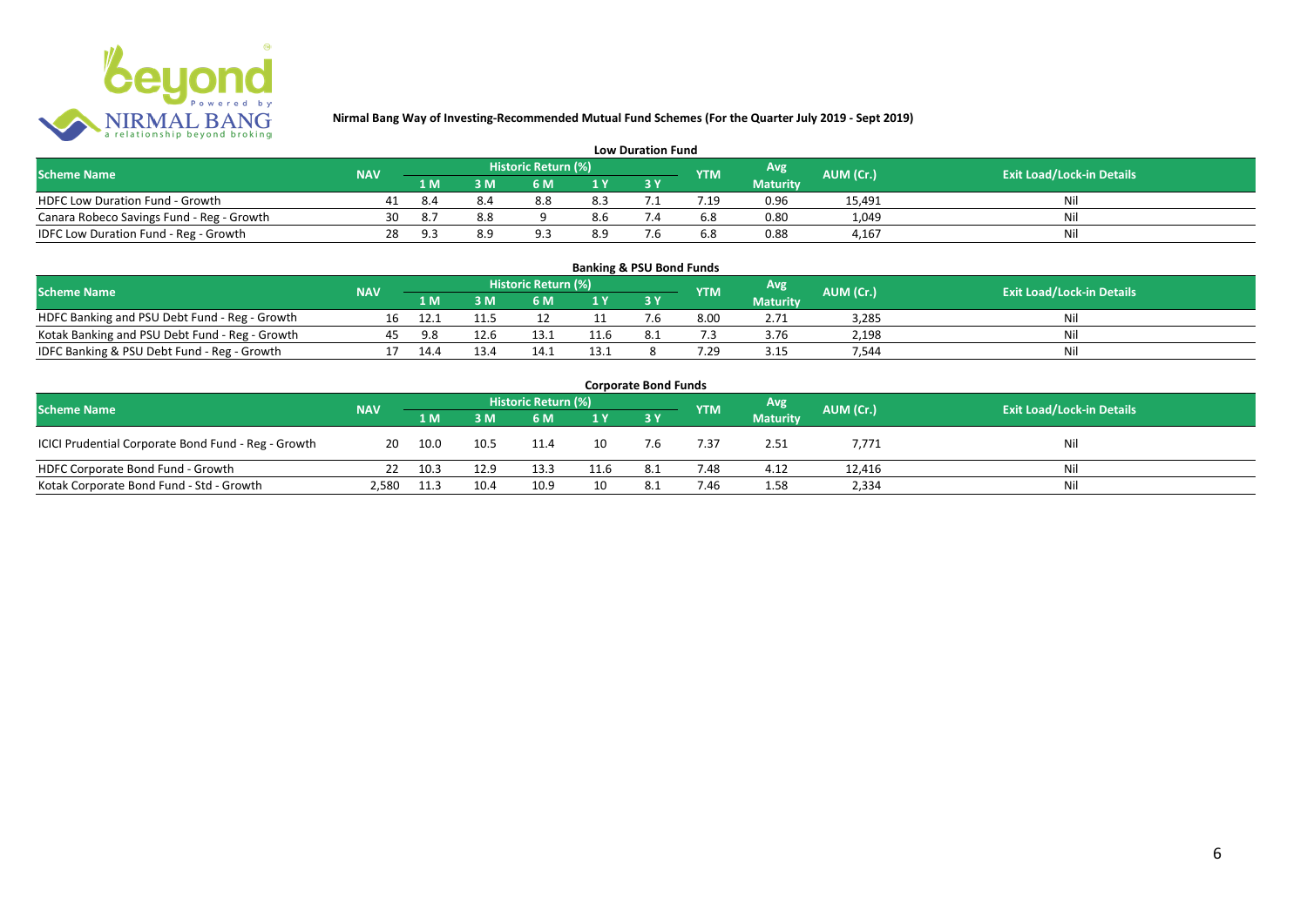# Nirmal Bang Way of Investing-Recommended Mutual Fund Schemes (For the Quarter July 2019 - Sept 2019)

## Low Duration Fund

| Scheme Name | NAV | Historic Return (%) | | | | | YTM | Avg Maturity | AUM (Cr.) | Exit Load/Lock-in Details |
|---|---|---|---|---|---|---|---|---|---|---|
| | | 1 M | 3 M | 6 M | 1 Y | 3 Y | | | | |
| HDFC Low Duration Fund - Growth | 41 | 8.4 | 8.4 | 8.8 | 8.3 | 7.1 | 7.19 | 0.96 | 15,491 | Nil |
| Canara Robeco Savings Fund - Reg - Growth | 30 | 8.7 | 8.8 | 9 | 8.6 | 7.4 | 6.8 | 0.80 | 1,049 | Nil |
| IDFC Low Duration Fund - Reg - Growth | 28 | 9.3 | 8.9 | 9.3 | 8.9 | 7.6 | 6.8 | 0.88 | 4,167 | Nil |

## Banking & PSU Bond Funds

| Scheme Name | NAV | Historic Return (%) | | | | | YTM | Avg Maturity | AUM (Cr.) | Exit Load/Lock-in Details |
|---|---|---|---|---|---|---|---|---|---|---|
| | | 1 M | 3 M | 6 M | 1 Y | 3 Y | | | | |
| HDFC Banking and PSU Debt Fund - Reg - Growth | 16 | 12.1 | 11.5 | 12 | 11 | 7.6 | 8.00 | 2.71 | 3,285 | Nil |
| Kotak Banking and PSU Debt Fund - Reg - Growth | 45 | 9.8 | 12.6 | 13.1 | 11.6 | 8.1 | 7.3 | 3.76 | 2,198 | Nil |
| IDFC Banking & PSU Debt Fund - Reg - Growth | 17 | 14.4 | 13.4 | 14.1 | 13.1 | 8 | 7.29 | 3.15 | 7,544 | Nil |

## Corporate Bond Funds

| Scheme Name | NAV | Historic Return (%) | | | | | YTM | Avg Maturity | AUM (Cr.) | Exit Load/Lock-in Details |
|---|---|---|---|---|---|---|---|---|---|---|
| | | 1 M | 3 M | 6 M | 1 Y | 3 Y | | | | |
| ICICI Prudential Corporate Bond Fund - Reg - Growth | 20 | 10.0 | 10.5 | 11.4 | 10 | 7.6 | 7.37 | 2.51 | 7,771 | Nil |
| HDFC Corporate Bond Fund - Growth | 22 | 10.3 | 12.9 | 13.3 | 11.6 | 8.1 | 7.48 | 4.12 | 12,416 | Nil |
| Kotak Corporate Bond Fund - Std - Growth | 2,580 | 11.3 | 10.4 | 10.9 | 10 | 8.1 | 7.46 | 1.58 | 2,334 | Nil |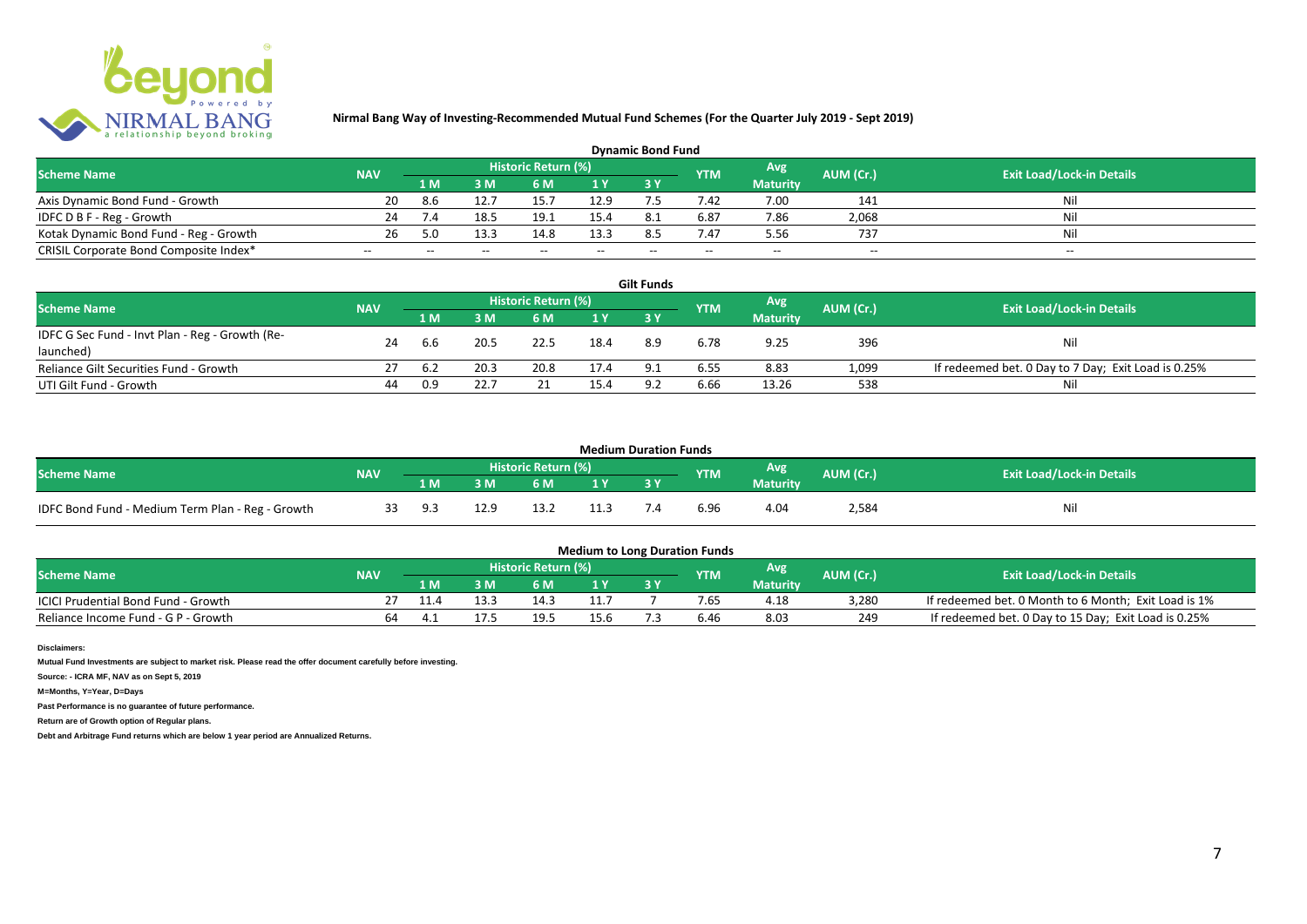# Nirmal Bang Way of Investing-Recommended Mutual Fund Schemes (For the Quarter July 2019 - Sept 2019)

## Dynamic Bond Fund

| Scheme Name | NAV | Historic Return (%) | | | | | YTM | Avg Maturity | AUM (Cr.) | Exit Load/Lock-in Details |
|---|---|---|---|---|---|---|---|---|---|---|
| | | 1 M | 3 M | 6 M | 1 Y | 3 Y | | | | |
| Axis Dynamic Bond Fund - Growth | 20 | 8.6 | 12.7 | 15.7 | 12.9 | 7.5 | 7.42 | 7.00 | 141 | Nil |
| IDFC D B F - Reg - Growth | 24 | 7.4 | 18.5 | 19.1 | 15.4 | 8.1 | 6.87 | 7.86 | 2,068 | Nil |
| Kotak Dynamic Bond Fund - Reg - Growth | 26 | 5.0 | 13.3 | 14.8 | 13.3 | 8.5 | 7.47 | 5.56 | 737 | Nil |
| CRISIL Corporate Bond Composite Index* | -- | -- | -- | -- | -- | -- | -- | -- | -- | -- |

## Gilt Funds

| Scheme Name | NAV | Historic Return (%) | | | | | YTM | Avg Maturity | AUM (Cr.) | Exit Load/Lock-in Details |
|---|---|---|---|---|---|---|---|---|---|---|
| | | 1 M | 3 M | 6 M | 1 Y | 3 Y | | | | |
| IDFC G Sec Fund - Invt Plan - Reg - Growth (Re-launched) | 24 | 6.6 | 20.5 | 22.5 | 18.4 | 8.9 | 6.78 | 9.25 | 396 | Nil |
| Reliance Gilt Securities Fund - Growth | 27 | 6.2 | 20.3 | 20.8 | 17.4 | 9.1 | 6.55 | 8.83 | 1,099 | If redeemed bet. 0 Day to 7 Day; Exit Load is 0.25% |
| UTI Gilt Fund - Growth | 44 | 0.9 | 22.7 | 21 | 15.4 | 9.2 | 6.66 | 13.26 | 538 | Nil |

## Medium Duration Funds

| Scheme Name | NAV | Historic Return (%) | | | | | YTM | Avg Maturity | AUM (Cr.) | Exit Load/Lock-in Details |
|---|---|---|---|---|---|---|---|---|---|---|
| | | 1 M | 3 M | 6 M | 1 Y | 3 Y | | | | |
| IDFC Bond Fund - Medium Term Plan - Reg - Growth | 33 | 9.3 | 12.9 | 13.2 | 11.3 | 7.4 | 6.96 | 4.04 | 2,584 | Nil |

## Medium to Long Duration Funds

| Scheme Name | NAV | Historic Return (%) | | | | | YTM | Avg Maturity | AUM (Cr.) | Exit Load/Lock-in Details |
|---|---|---|---|---|---|---|---|---|---|---|
| | | 1 M | 3 M | 6 M | 1 Y | 3 Y | | | | |
| ICICI Prudential Bond Fund - Growth | 27 | 11.4 | 13.3 | 14.3 | 11.7 | 7 | 7.65 | 4.18 | 3,280 | If redeemed bet. 0 Month to 6 Month; Exit Load is 1% |
| Reliance Income Fund - G P - Growth | 64 | 4.1 | 17.5 | 19.5 | 15.6 | 7.3 | 6.46 | 8.03 | 249 | If redeemed bet. 0 Day to 15 Day; Exit Load is 0.25% |

**Disclaimers:**

**Mutual Fund Investments are subject to market risk. Please read the offer document carefully before investing.**

**Source: - ICRA MF, NAV as on Sept 5, 2019**

**M=Months, Y=Year, D=Days**

**Past Performance is no guarantee of future performance.**

**Return are of Growth option of Regular plans.**

**Debt and Arbitrage Fund returns which are below 1 year period are Annualized Returns.**